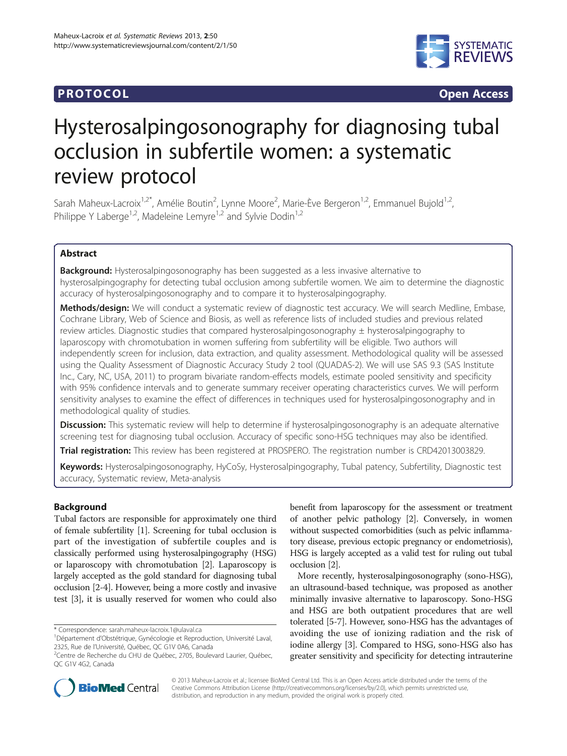**PROTOCOL** **Open Access**

# Hysterosalpingosonography for diagnosing tubal occlusion in subfertile women: a systematic review protocol

Sarah Maheux-Lacroix[1,2*], Amélie Boutin[2], Lynne Moore[2], Marie-Ève Bergeron[1,2], Emmanuel Bujold[1,2], Philippe Y Laberge[1,2], Madeleine Lemyre[1,2] and Sylvie Dodin[1,2]

## Abstract

**Background:** Hysterosalpingosonography has been suggested as a less invasive alternative to hysterosalpingography for detecting tubal occlusion among subfertile women. We aim to determine the diagnostic accuracy of hysterosalpingosonography and to compare it to hysterosalpingography.

**Methods/design:** We will conduct a systematic review of diagnostic test accuracy. We will search Medline, Embase, Cochrane Library, Web of Science and Biosis, as well as reference lists of included studies and previous related review articles. Diagnostic studies that compared hysterosalpingosonography ± hysterosalpingography to laparoscopy with chromotubation in women suffering from subfertility will be eligible. Two authors will independently screen for inclusion, data extraction, and quality assessment. Methodological quality will be assessed using the Quality Assessment of Diagnostic Accuracy Study 2 tool (QUADAS-2). We will use SAS 9.3 (SAS Institute Inc., Cary, NC, USA, 2011) to program bivariate random-effects models, estimate pooled sensitivity and specificity with 95% confidence intervals and to generate summary receiver operating characteristics curves. We will perform sensitivity analyses to examine the effect of differences in techniques used for hysterosalpingosonography and in methodological quality of studies.

**Discussion:** This systematic review will help to determine if hysterosalpingosonography is an adequate alternative screening test for diagnosing tubal occlusion. Accuracy of specific sono-HSG techniques may also be identified.

**Trial registration:** This review has been registered at PROSPERO. The registration number is CRD42013003829.

**Keywords:** Hysterosalpingosonography, HyCoSy, Hysterosalpingography, Tubal patency, Subfertility, Diagnostic test accuracy, Systematic review, Meta-analysis

## Background

Tubal factors are responsible for approximately one third of female subfertility [1]. Screening for tubal occlusion is part of the investigation of subfertile couples and is classically performed using hysterosalpingography (HSG) or laparoscopy with chromotubation [2]. Laparoscopy is largely accepted as the gold standard for diagnosing tubal occlusion [2-4]. However, being a more costly and invasive test [3], it is usually reserved for women who could also benefit from laparoscopy for the assessment or treatment of another pelvic pathology [2]. Conversely, in women without suspected comorbidities (such as pelvic inflammatory disease, previous ectopic pregnancy or endometriosis), HSG is largely accepted as a valid test for ruling out tubal occlusion [2].

More recently, hysterosalpingosonography (sono-HSG), an ultrasound-based technique, was proposed as another minimally invasive alternative to laparoscopy. Sono-HSG and HSG are both outpatient procedures that are well tolerated [5-7]. However, sono-HSG has the advantages of avoiding the use of ionizing radiation and the risk of iodine allergy [3]. Compared to HSG, sono-HSG also has greater sensitivity and specificity for detecting intrauterine

\* Correspondence: sarah.maheux-lacroix.1@ulaval.ca
[1]Département d'Obstétrique, Gynécologie et Reproduction, Université Laval, 2325, Rue de l'Université, Québec, QC G1V 0A6, Canada
[2]Centre de Recherche du CHU de Québec, 2705, Boulevard Laurier, Québec, QC G1V 4G2, Canada

© 2013 Maheux-Lacroix et al.; licensee BioMed Central Ltd. This is an Open Access article distributed under the terms of the Creative Commons Attribution License (http://creativecommons.org/licenses/by/2.0), which permits unrestricted use, distribution, and reproduction in any medium, provided the original work is properly cited.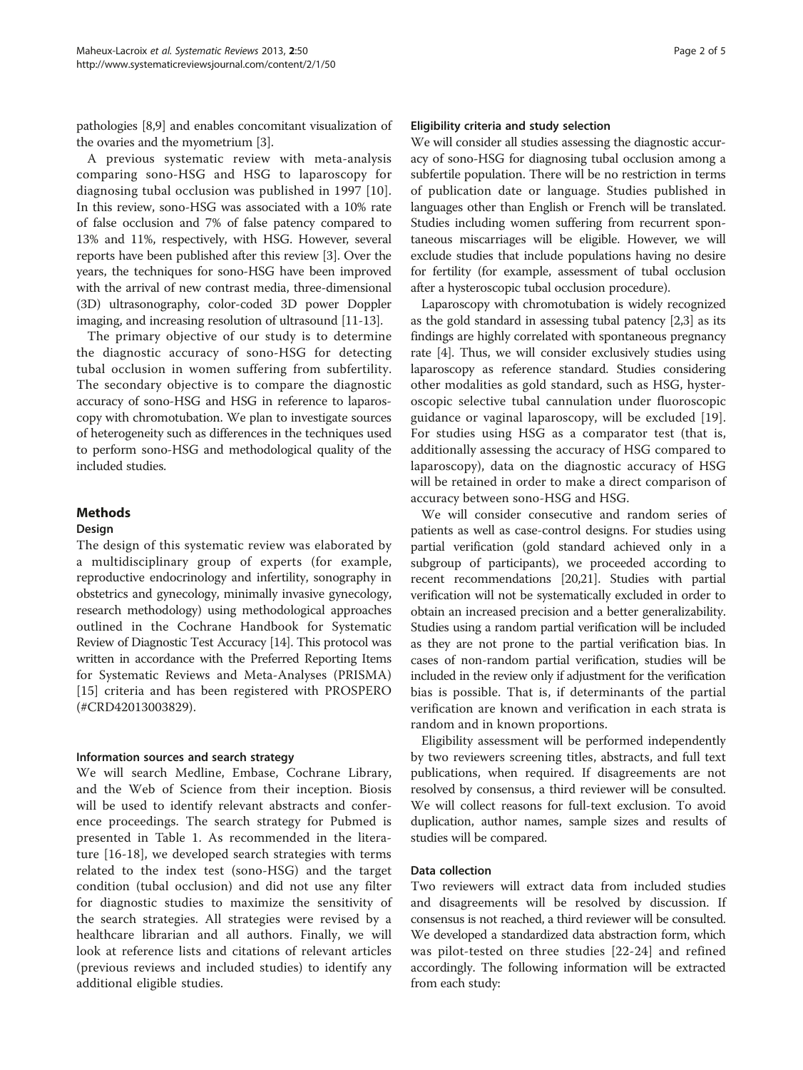pathologies [8,9] and enables concomitant visualization of the ovaries and the myometrium [3].

A previous systematic review with meta-analysis comparing sono-HSG and HSG to laparoscopy for diagnosing tubal occlusion was published in 1997 [10]. In this review, sono-HSG was associated with a 10% rate of false occlusion and 7% of false patency compared to 13% and 11%, respectively, with HSG. However, several reports have been published after this review [3]. Over the years, the techniques for sono-HSG have been improved with the arrival of new contrast media, three-dimensional (3D) ultrasonography, color-coded 3D power Doppler imaging, and increasing resolution of ultrasound [11-13].

The primary objective of our study is to determine the diagnostic accuracy of sono-HSG for detecting tubal occlusion in women suffering from subfertility. The secondary objective is to compare the diagnostic accuracy of sono-HSG and HSG in reference to laparoscopy with chromotubation. We plan to investigate sources of heterogeneity such as differences in the techniques used to perform sono-HSG and methodological quality of the included studies.

## Methods

### Design

The design of this systematic review was elaborated by a multidisciplinary group of experts (for example, reproductive endocrinology and infertility, sonography in obstetrics and gynecology, minimally invasive gynecology, research methodology) using methodological approaches outlined in the Cochrane Handbook for Systematic Review of Diagnostic Test Accuracy [14]. This protocol was written in accordance with the Preferred Reporting Items for Systematic Reviews and Meta-Analyses (PRISMA) [15] criteria and has been registered with PROSPERO (#CRD42013003829).

### Information sources and search strategy

We will search Medline, Embase, Cochrane Library, and the Web of Science from their inception. Biosis will be used to identify relevant abstracts and conference proceedings. The search strategy for Pubmed is presented in Table 1. As recommended in the literature [16-18], we developed search strategies with terms related to the index test (sono-HSG) and the target condition (tubal occlusion) and did not use any filter for diagnostic studies to maximize the sensitivity of the search strategies. All strategies were revised by a healthcare librarian and all authors. Finally, we will look at reference lists and citations of relevant articles (previous reviews and included studies) to identify any additional eligible studies.

### Eligibility criteria and study selection

We will consider all studies assessing the diagnostic accuracy of sono-HSG for diagnosing tubal occlusion among a subfertile population. There will be no restriction in terms of publication date or language. Studies published in languages other than English or French will be translated. Studies including women suffering from recurrent spontaneous miscarriages will be eligible. However, we will exclude studies that include populations having no desire for fertility (for example, assessment of tubal occlusion after a hysteroscopic tubal occlusion procedure).

Laparoscopy with chromotubation is widely recognized as the gold standard in assessing tubal patency [2,3] as its findings are highly correlated with spontaneous pregnancy rate [4]. Thus, we will consider exclusively studies using laparoscopy as reference standard. Studies considering other modalities as gold standard, such as HSG, hysteroscopic selective tubal cannulation under fluoroscopic guidance or vaginal laparoscopy, will be excluded [19]. For studies using HSG as a comparator test (that is, additionally assessing the accuracy of HSG compared to laparoscopy), data on the diagnostic accuracy of HSG will be retained in order to make a direct comparison of accuracy between sono-HSG and HSG.

We will consider consecutive and random series of patients as well as case-control designs. For studies using partial verification (gold standard achieved only in a subgroup of participants), we proceeded according to recent recommendations [20,21]. Studies with partial verification will not be systematically excluded in order to obtain an increased precision and a better generalizability. Studies using a random partial verification will be included as they are not prone to the partial verification bias. In cases of non-random partial verification, studies will be included in the review only if adjustment for the verification bias is possible. That is, if determinants of the partial verification are known and verification in each strata is random and in known proportions.

Eligibility assessment will be performed independently by two reviewers screening titles, abstracts, and full text publications, when required. If disagreements are not resolved by consensus, a third reviewer will be consulted. We will collect reasons for full-text exclusion. To avoid duplication, author names, sample sizes and results of studies will be compared.

### Data collection

Two reviewers will extract data from included studies and disagreements will be resolved by discussion. If consensus is not reached, a third reviewer will be consulted. We developed a standardized data abstraction form, which was pilot-tested on three studies [22-24] and refined accordingly. The following information will be extracted from each study: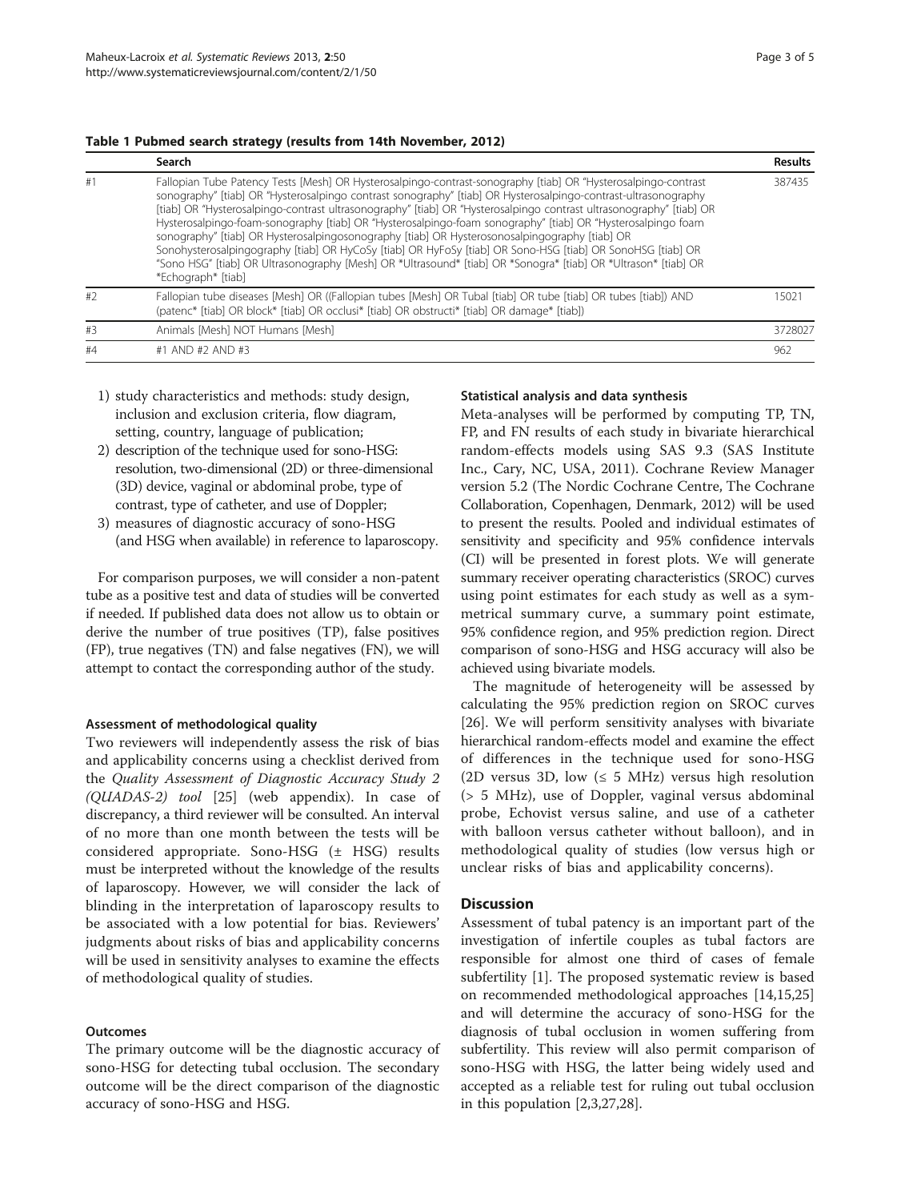**Table 1 Pubmed search strategy (results from 14th November, 2012)**

| | Search | Results |
|---|---|---|
| #1 | Fallopian Tube Patency Tests [Mesh] OR Hysterosalpingo-contrast-sonography [tiab] OR "Hysterosalpingo-contrast sonography" [tiab] OR "Hysterosalpingo contrast sonography" [tiab] OR Hysterosalpingo-contrast-ultrasonography [tiab] OR "Hysterosalpingo-contrast ultrasonography" [tiab] OR "Hysterosalpingo contrast ultrasonography" [tiab] OR Hysterosalpingo-foam-sonography [tiab] OR "Hysterosalpingo-foam sonography" [tiab] OR "Hysterosalpingo foam sonography" [tiab] OR Hysterosalpingosonography [tiab] OR Hysterosonosalpingography [tiab] OR Sonohysterosalpingography [tiab] OR HyCoSy [tiab] OR HyFoSy [tiab] OR Sono-HSG [tiab] OR SonoHSG [tiab] OR "Sono HSG" [tiab] OR Ultrasonography [Mesh] OR *Ultrasound* [tiab] OR *Sonogra* [tiab] OR *Ultrason* [tiab] OR *Echograph* [tiab] | 387435 |
| #2 | Fallopian tube diseases [Mesh] OR ((Fallopian tubes [Mesh] OR Tubal [tiab] OR tube [tiab] OR tubes [tiab]) AND (patenc* [tiab] OR block* [tiab] OR occlusi* [tiab] OR obstructi* [tiab] OR damage* [tiab]) | 15021 |
| #3 | Animals [Mesh] NOT Humans [Mesh] | 3728027 |
| #4 | #1 AND #2 AND #3 | 962 |

1) study characteristics and methods: study design, inclusion and exclusion criteria, flow diagram, setting, country, language of publication;
2) description of the technique used for sono-HSG: resolution, two-dimensional (2D) or three-dimensional (3D) device, vaginal or abdominal probe, type of contrast, type of catheter, and use of Doppler;
3) measures of diagnostic accuracy of sono-HSG (and HSG when available) in reference to laparoscopy.

For comparison purposes, we will consider a non-patent tube as a positive test and data of studies will be converted if needed. If published data does not allow us to obtain or derive the number of true positives (TP), false positives (FP), true negatives (TN) and false negatives (FN), we will attempt to contact the corresponding author of the study.

#### Assessment of methodological quality

Two reviewers will independently assess the risk of bias and applicability concerns using a checklist derived from the *Quality Assessment of Diagnostic Accuracy Study 2 (QUADAS-2) tool* [25] (web appendix). In case of discrepancy, a third reviewer will be consulted. An interval of no more than one month between the tests will be considered appropriate. Sono-HSG (± HSG) results must be interpreted without the knowledge of the results of laparoscopy. However, we will consider the lack of blinding in the interpretation of laparoscopy results to be associated with a low potential for bias. Reviewers' judgments about risks of bias and applicability concerns will be used in sensitivity analyses to examine the effects of methodological quality of studies.

#### Outcomes

The primary outcome will be the diagnostic accuracy of sono-HSG for detecting tubal occlusion. The secondary outcome will be the direct comparison of the diagnostic accuracy of sono-HSG and HSG.

#### Statistical analysis and data synthesis

Meta-analyses will be performed by computing TP, TN, FP, and FN results of each study in bivariate hierarchical random-effects models using SAS 9.3 (SAS Institute Inc., Cary, NC, USA, 2011). Cochrane Review Manager version 5.2 (The Nordic Cochrane Centre, The Cochrane Collaboration, Copenhagen, Denmark, 2012) will be used to present the results. Pooled and individual estimates of sensitivity and specificity and 95% confidence intervals (CI) will be presented in forest plots. We will generate summary receiver operating characteristics (SROC) curves using point estimates for each study as well as a symmetrical summary curve, a summary point estimate, 95% confidence region, and 95% prediction region. Direct comparison of sono-HSG and HSG accuracy will also be achieved using bivariate models.

The magnitude of heterogeneity will be assessed by calculating the 95% prediction region on SROC curves [26]. We will perform sensitivity analyses with bivariate hierarchical random-effects model and examine the effect of differences in the technique used for sono-HSG (2D versus 3D, low (≤ 5 MHz) versus high resolution (> 5 MHz), use of Doppler, vaginal versus abdominal probe, Echovist versus saline, and use of a catheter with balloon versus catheter without balloon), and in methodological quality of studies (low versus high or unclear risks of bias and applicability concerns).

## Discussion

Assessment of tubal patency is an important part of the investigation of infertile couples as tubal factors are responsible for almost one third of cases of female subfertility [1]. The proposed systematic review is based on recommended methodological approaches [14,15,25] and will determine the accuracy of sono-HSG for the diagnosis of tubal occlusion in women suffering from subfertility. This review will also permit comparison of sono-HSG with HSG, the latter being widely used and accepted as a reliable test for ruling out tubal occlusion in this population [2,3,27,28].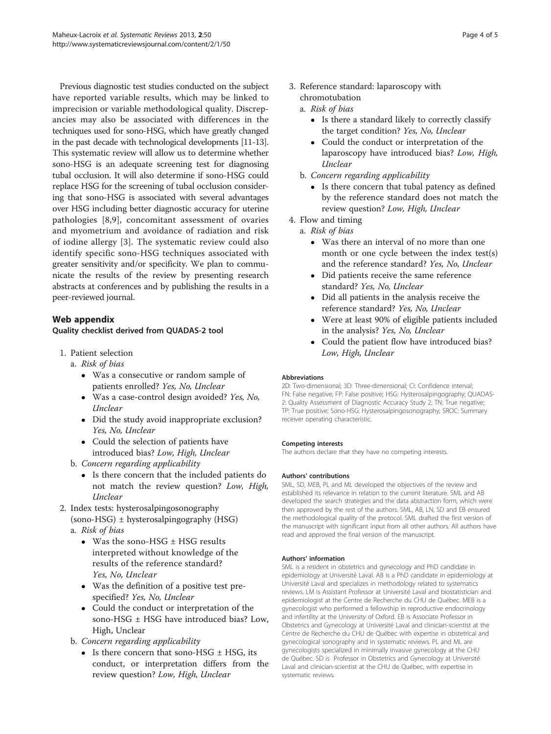Previous diagnostic test studies conducted on the subject have reported variable results, which may be linked to imprecision or variable methodological quality. Discrepancies may also be associated with differences in the techniques used for sono-HSG, which have greatly changed in the past decade with technological developments [11-13]. This systematic review will allow us to determine whether sono-HSG is an adequate screening test for diagnosing tubal occlusion. It will also determine if sono-HSG could replace HSG for the screening of tubal occlusion considering that sono-HSG is associated with several advantages over HSG including better diagnostic accuracy for uterine pathologies [8,9], concomitant assessment of ovaries and myometrium and avoidance of radiation and risk of iodine allergy [3]. The systematic review could also identify specific sono-HSG techniques associated with greater sensitivity and/or specificity. We plan to communicate the results of the review by presenting research abstracts at conferences and by publishing the results in a peer-reviewed journal.

## Web appendix

### Quality checklist derived from QUADAS-2 tool

1. Patient selection
   a. *Risk of bias*
      - Was a consecutive or random sample of patients enrolled? *Yes, No, Unclear*
      - Was a case-control design avoided? *Yes, No, Unclear*
      - Did the study avoid inappropriate exclusion? *Yes, No, Unclear*
      - Could the selection of patients have introduced bias? *Low, High, Unclear*

   b. *Concern regarding applicability*
      - Is there concern that the included patients do not match the review question? *Low, High, Unclear*
2. Index tests: hysterosalpingosonography (sono-HSG) ± hysterosalpingography (HSG)
   a. *Risk of bias*
      - Was the sono-HSG ± HSG results interpreted without knowledge of the results of the reference standard? *Yes, No, Unclear*
      - Was the definition of a positive test pre-specified? *Yes, No, Unclear*
      - Could the conduct or interpretation of the sono-HSG ± HSG have introduced bias? Low, High, Unclear

   b. *Concern regarding applicability*
      - Is there concern that sono-HSG ± HSG, its conduct, or interpretation differs from the review question? *Low, High, Unclear*
3. Reference standard: laparoscopy with chromotubation
   a. *Risk of bias*
      - Is there a standard likely to correctly classify the target condition? *Yes, No, Unclear*
      - Could the conduct or interpretation of the laparoscopy have introduced bias? *Low, High, Unclear*

   b. *Concern regarding applicability*
      - Is there concern that tubal patency as defined by the reference standard does not match the review question? *Low, High, Unclear*
4. Flow and timing
   a. *Risk of bias*
      - Was there an interval of no more than one month or one cycle between the index test(s) and the reference standard? *Yes, No, Unclear*
      - Did patients receive the same reference standard? *Yes, No, Unclear*
      - Did all patients in the analysis receive the reference standard? *Yes, No, Unclear*
      - Were at least 90% of eligible patients included in the analysis? *Yes, No, Unclear*
      - Could the patient flow have introduced bias? *Low, High, Unclear*

#### Abbreviations

2D: Two-dimensional; 3D: Three-dimensional; CI: Confidence interval; FN: False negative; FP: False positive; HSG: Hysterosalpingography; QUADAS-2: Quality Assessment of Diagnostic Accuracy Study 2; TN: True negative; TP: True positive; Sono-HSG: Hysterosalpingosonography; SROC: Summary receiver operating characteristic.

#### Competing interests

The authors declare that they have no competing interests.

#### Authors' contributions

SML, SD, MEB, PL and ML developed the objectives of the review and established its relevance in relation to the current literature. SML and AB developed the search strategies and the data abstraction form, which were then approved by the rest of the authors. SML, AB, LN, SD and EB ensured the methodological quality of the protocol. SML drafted the first version of the manuscript with significant input from all other authors. All authors have read and approved the final version of the manuscript.

#### Authors' information

SML is a resident in obstetrics and gynecology and PhD candidate in epidemiology at Université Laval. AB is a PhD candidate in epidemiology at Université Laval and specializes in methodology related to systematics reviews. LM is Assistant Professor at Université Laval and biostatistician and epidemiologist at the Centre de Recherche du CHU de Québec. MEB is a gynecologist who performed a fellowship in reproductive endocrinology and infertility at the University of Oxford. EB is Associate Professor in Obstetrics and Gynecology at Université Laval and clinician-scientist at the Centre de Recherche du CHU de Québec with expertise in obstetrical and gynecological sonography and in systematic reviews. PL and ML are gynecologists specialized in minimally invasive gynecology at the CHU de Québec. SD is Professor in Obstetrics and Gynecology at Université Laval and clinician-scientist at the CHU de Québec, with expertise in systematic reviews.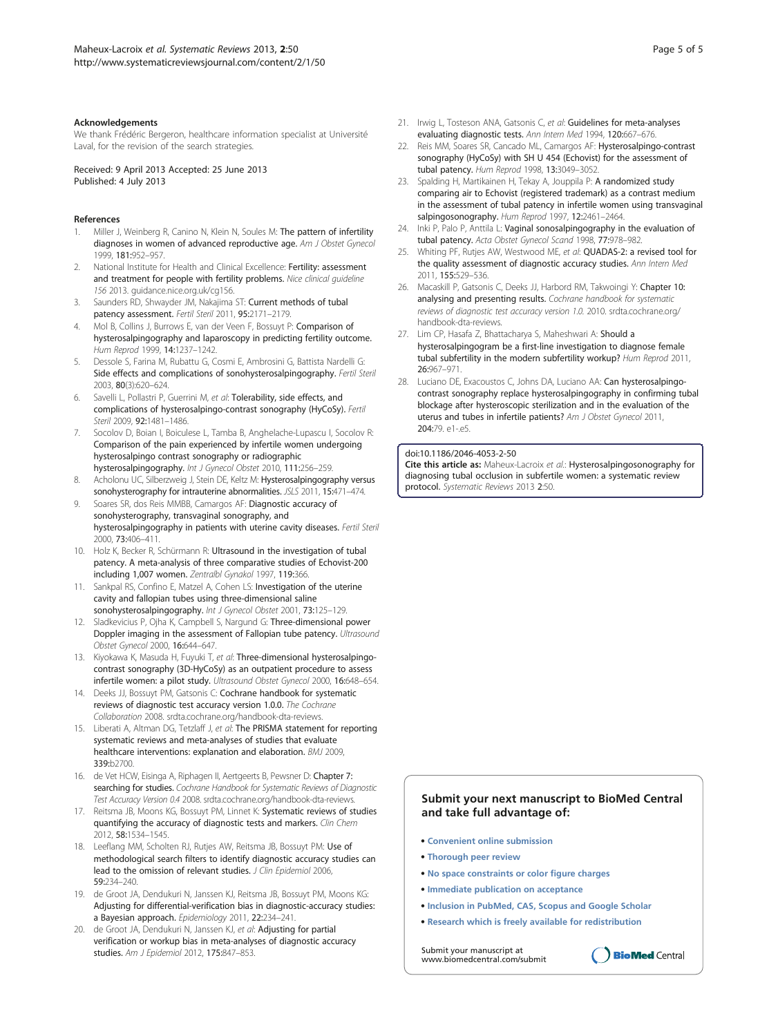### Acknowledgements

We thank Frédéric Bergeron, healthcare information specialist at Université Laval, for the revision of the search strategies.

Received: 9 April 2013 Accepted: 25 June 2013
Published: 4 July 2013

### References

1. Miller J, Weinberg R, Canino N, Klein N, Soules M: **The pattern of infertility diagnoses in women of advanced reproductive age.** *Am J Obstet Gynecol* 1999, **181**:952–957.
2. National Institute for Health and Clinical Excellence: **Fertility: assessment and treatment for people with fertility problems.** *Nice clinical guideline 156* 2013. guidance.nice.org.uk/cg156.
3. Saunders RD, Shwayder JM, Nakajima ST: **Current methods of tubal patency assessment.** *Fertil Steril* 2011, **95**:2171–2179.
4. Mol B, Collins J, Burrows E, van der Veen F, Bossuyt P: **Comparison of hysterosalpingography and laparoscopy in predicting fertility outcome.** *Hum Reprod* 1999, **14**:1237–1242.
5. Dessole S, Farina M, Rubattu G, Cosmi E, Ambrosini G, Battista Nardelli G: **Side effects and complications of sonohysterosalpingography.** *Fertil Steril* 2003, **80**(3):620–624.
6. Savelli L, Pollastri P, Guerrini M, *et al*: **Tolerability, side effects, and complications of hysterosalpingo-contrast sonography (HyCoSy).** *Fertil Steril* 2009, **92**:1481–1486.
7. Socolov D, Boian I, Boiculese L, Tamba B, Anghelache-Lupascu I, Socolov R: **Comparison of the pain experienced by infertile women undergoing hysterosalpingo contrast sonography or radiographic hysterosalpingography.** *Int J Gynecol Obstet* 2010, **111**:256–259.
8. Acholonu UC, Silberzweig J, Stein DE, Keltz M: **Hysterosalpingography versus sonohysterography for intrauterine abnormalities.** *JSLS* 2011, **15**:471–474.
9. Soares SR, dos Reis MMBB, Camargos AF: **Diagnostic accuracy of sonohysterography, transvaginal sonography, and hysterosalpingography in patients with uterine cavity diseases.** *Fertil Steril* 2000, **73**:406–411.
10. Holz K, Becker R, Schürmann R: **Ultrasound in the investigation of tubal patency. A meta-analysis of three comparative studies of Echovist-200 including 1,007 women.** *Zentralbl Gynakol* 1997, **119**:366.
11. Sankpal RS, Confino E, Matzel A, Cohen LS: **Investigation of the uterine cavity and fallopian tubes using three-dimensional saline sonohysterosalpingography.** *Int J Gynecol Obstet* 2001, **73**:125–129.
12. Sladkevicius P, Ojha K, Campbell S, Nargund G: **Three-dimensional power Doppler imaging in the assessment of Fallopian tube patency.** *Ultrasound Obstet Gynecol* 2000, **16**:644–647.
13. Kiyokawa K, Masuda H, Fuyuki T, *et al*: **Three-dimensional hysterosalpingo-contrast sonography (3D-HyCoSy) as an outpatient procedure to assess infertile women: a pilot study.** *Ultrasound Obstet Gynecol* 2000, **16**:648–654.
14. Deeks JJ, Bossuyt PM, Gatsonis C: **Cochrane handbook for systematic reviews of diagnostic test accuracy version 1.0.0.** *The Cochrane Collaboration* 2008. srdta.cochrane.org/handbook-dta-reviews.
15. Liberati A, Altman DG, Tetzlaff J, *et al*: **The PRISMA statement for reporting systematic reviews and meta-analyses of studies that evaluate healthcare interventions: explanation and elaboration.** *BMJ* 2009, **339**:b2700.
16. de Vet HCW, Eisinga A, Riphagen II, Aertgeerts B, Pewsner D: **Chapter 7: searching for studies.** *Cochrane Handbook for Systematic Reviews of Diagnostic Test Accuracy Version 0.4* 2008. srdta.cochrane.org/handbook-dta-reviews.
17. Reitsma JB, Moons KG, Bossuyt PM, Linnet K: **Systematic reviews of studies quantifying the accuracy of diagnostic tests and markers.** *Clin Chem* 2012, **58**:1534–1545.
18. Leeflang MM, Scholten RJ, Rutjes AW, Reitsma JB, Bossuyt PM: **Use of methodological search filters to identify diagnostic accuracy studies can lead to the omission of relevant studies.** *J Clin Epidemiol* 2006, **59**:234–240.
19. de Groot JA, Dendukuri N, Janssen KJ, Reitsma JB, Bossuyt PM, Moons KG: **Adjusting for differential-verification bias in diagnostic-accuracy studies: a Bayesian approach.** *Epidemiology* 2011, **22**:234–241.
20. de Groot JA, Dendukuri N, Janssen KJ, *et al*: **Adjusting for partial verification or workup bias in meta-analyses of diagnostic accuracy studies.** *Am J Epidemiol* 2012, **175**:847–853.
21. Irwig L, Tosteson ANA, Gatsonis C, *et al*: **Guidelines for meta-analyses evaluating diagnostic tests.** *Ann Intern Med* 1994, **120**:667–676.
22. Reis MM, Soares SR, Cancado ML, Camargos AF: **Hysterosalpingo-contrast sonography (HyCoSy) with SH U 454 (Echovist) for the assessment of tubal patency.** *Hum Reprod* 1998, **13**:3049–3052.
23. Spalding H, Martikainen H, Tekay A, Jouppila P: **A randomized study comparing air to Echovist (registered trademark) as a contrast medium in the assessment of tubal patency in infertile women using transvaginal salpingosonography.** *Hum Reprod* 1997, **12**:2461–2464.
24. Inki P, Palo P, Anttila L: **Vaginal sonosalpingography in the evaluation of tubal patency.** *Acta Obstet Gynecol Scand* 1998, **77**:978–982.
25. Whiting PF, Rutjes AW, Westwood ME, *et al*: **QUADAS-2: a revised tool for the quality assessment of diagnostic accuracy studies.** *Ann Intern Med* 2011, **155**:529–536.
26. Macaskill P, Gatsonis C, Deeks JJ, Harbord RM, Takwoingi Y: **Chapter 10: analysing and presenting results.** *Cochrane handbook for systematic reviews of diagnostic test accuracy version 1.0.* 2010. srdta.cochrane.org/handbook-dta-reviews.
27. Lim CP, Hasafa Z, Bhattacharya S, Maheshwari A: **Should a hysterosalpingogram be a first-line investigation to diagnose female tubal subfertility in the modern subfertility workup?** *Hum Reprod* 2011, **26**:967–971.
28. Luciano DE, Exacoustos C, Johns DA, Luciano AA: **Can hysterosalpingo-contrast sonography replace hysterosalpingography in confirming tubal blockage after hysteroscopic sterilization and in the evaluation of the uterus and tubes in infertile patients?** *Am J Obstet Gynecol* 2011, **204**:79. e1-.e5.

doi:10.1186/2046-4053-2-50

**Cite this article as:** Maheux-Lacroix *et al.*: Hysterosalpingosonography for diagnosing tubal occlusion in subfertile women: a systematic review protocol. *Systematic Reviews* 2013 **2**:50.

**Submit your next manuscript to BioMed Central and take full advantage of:**

- **Convenient online submission**
- **Thorough peer review**
- **No space constraints or color figure charges**
- **Immediate publication on acceptance**
- **Inclusion in PubMed, CAS, Scopus and Google Scholar**
- **Research which is freely available for redistribution**

Submit your manuscript at
www.biomedcentral.com/submit

BioMed Central